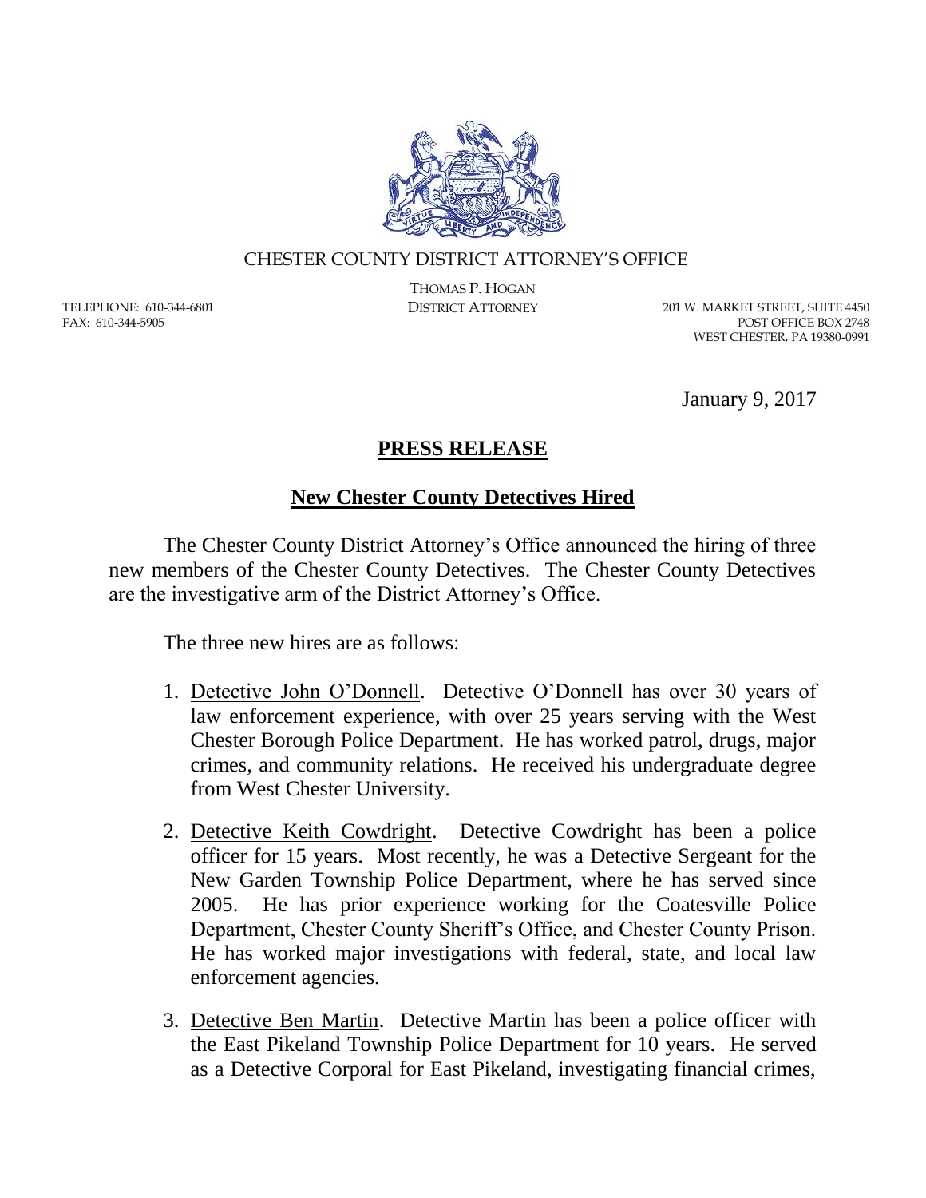CHESTER COUNTY DISTRICT ATTORNEY'S OFFICE

THOMAS P. HOGAN
DISTRICT ATTORNEY

TELEPHONE: 610-344-6801
FAX: 610-344-5905

201 W. MARKET STREET, SUITE 4450
POST OFFICE BOX 2748
WEST CHESTER, PA 19380-0991

January 9, 2017

## PRESS RELEASE

### New Chester County Detectives Hired

The Chester County District Attorney's Office announced the hiring of three new members of the Chester County Detectives. The Chester County Detectives are the investigative arm of the District Attorney's Office.

The three new hires are as follows:

1. Detective John O'Donnell. Detective O'Donnell has over 30 years of law enforcement experience, with over 25 years serving with the West Chester Borough Police Department. He has worked patrol, drugs, major crimes, and community relations. He received his undergraduate degree from West Chester University.

2. Detective Keith Cowdright. Detective Cowdright has been a police officer for 15 years. Most recently, he was a Detective Sergeant for the New Garden Township Police Department, where he has served since 2005. He has prior experience working for the Coatesville Police Department, Chester County Sheriff's Office, and Chester County Prison. He has worked major investigations with federal, state, and local law enforcement agencies.

3. Detective Ben Martin. Detective Martin has been a police officer with the East Pikeland Township Police Department for 10 years. He served as a Detective Corporal for East Pikeland, investigating financial crimes,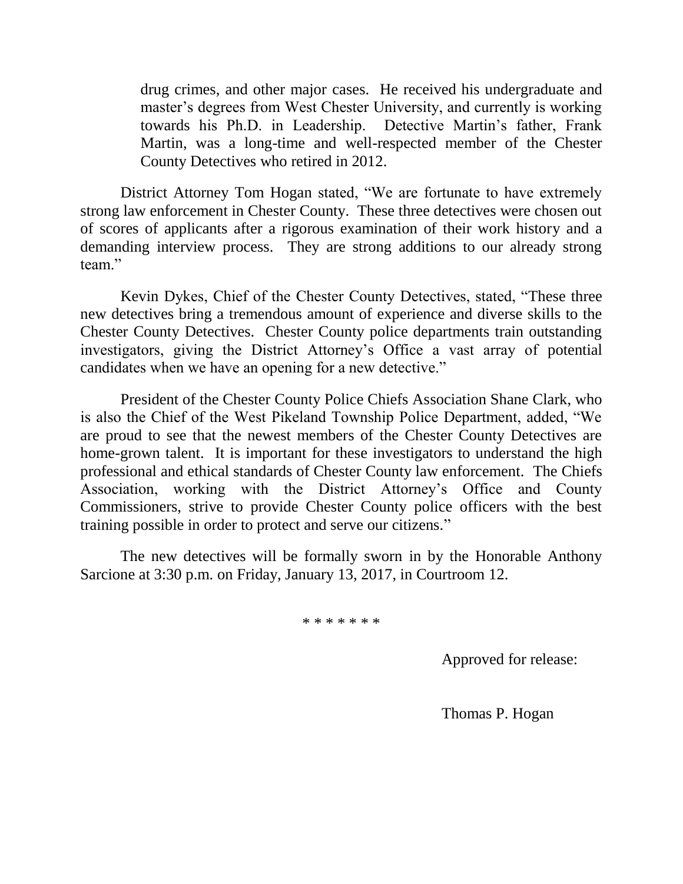drug crimes, and other major cases. He received his undergraduate and master's degrees from West Chester University, and currently is working towards his Ph.D. in Leadership. Detective Martin's father, Frank Martin, was a long-time and well-respected member of the Chester County Detectives who retired in 2012.

District Attorney Tom Hogan stated, "We are fortunate to have extremely strong law enforcement in Chester County. These three detectives were chosen out of scores of applicants after a rigorous examination of their work history and a demanding interview process. They are strong additions to our already strong team."

Kevin Dykes, Chief of the Chester County Detectives, stated, "These three new detectives bring a tremendous amount of experience and diverse skills to the Chester County Detectives. Chester County police departments train outstanding investigators, giving the District Attorney's Office a vast array of potential candidates when we have an opening for a new detective."

President of the Chester County Police Chiefs Association Shane Clark, who is also the Chief of the West Pikeland Township Police Department, added, "We are proud to see that the newest members of the Chester County Detectives are home-grown talent. It is important for these investigators to understand the high professional and ethical standards of Chester County law enforcement. The Chiefs Association, working with the District Attorney's Office and County Commissioners, strive to provide Chester County police officers with the best training possible in order to protect and serve our citizens."

The new detectives will be formally sworn in by the Honorable Anthony Sarcione at 3:30 p.m. on Friday, January 13, 2017, in Courtroom 12.

* * * * * * *

Approved for release:

Thomas P. Hogan